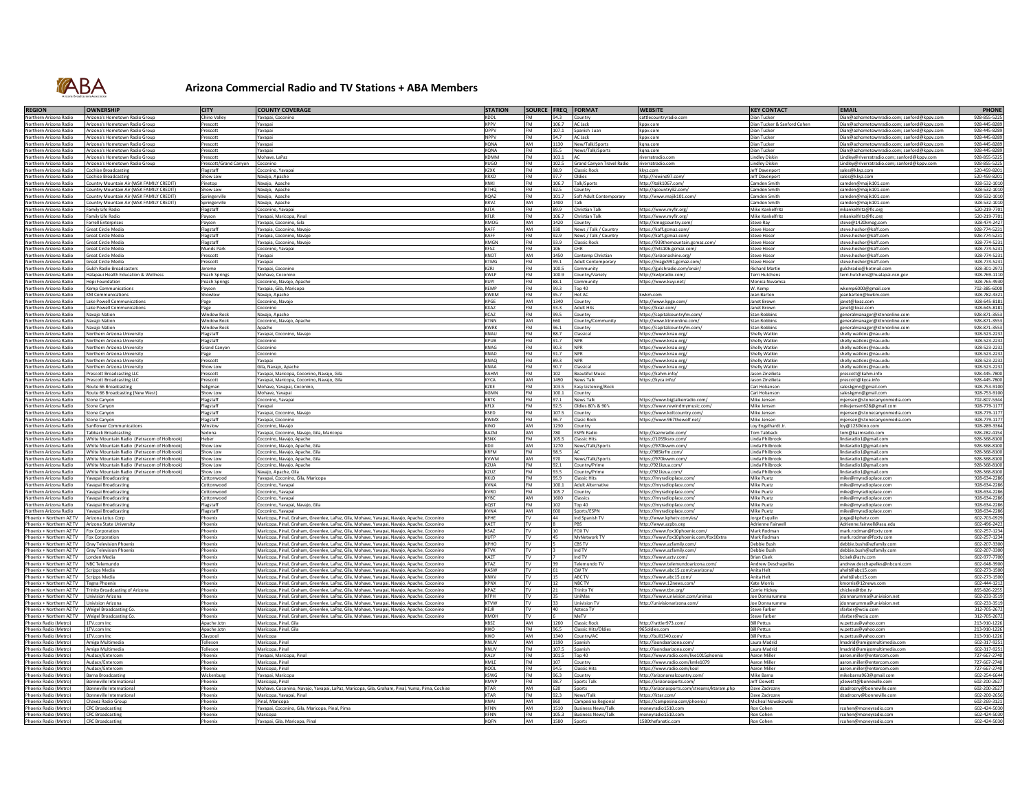# Arizona Commercial Radio and TV Stations + ABA Members

| REGION | OWNERSHIP | CITY | COUNTY COVERAGE | STATION | SOURCE | FREQ | FORMAT | WEBSITE | KEY CONTACT | EMAIL | PHONE |
|---|---|---|---|---|---|---|---|---|---|---|---|
| Northern Arizona Radio | Arizona's Hometown Radio Group | Chino Valley | Yavapai, Coconino | KDDL | FM | 94.3 | Country | cattlecountryradio.com | Dian Tucker | Dian@azhometownradio.com; sanford@kppv.com | 928-855-5225 |
| Northern Arizona Radio | Arizona's Hometown Radio Group | Prescott | Yavapai | KPPV | FM | 106.7 | AC Jack | kppv.com | Dian Tucker & Sanford Cohen | Dian@azhometownradio.com; sanford@kppv.com | 928-445-8289 |
| Northern Arizona Radio | Arizona's Hometown Radio Group | Prescott | Yavapai | OPPV | FM | 107.1 | Spanish Juan | kppv.com | Dian Tucker | Dian@azhometownradio.com; sanford@kppv.com | 928-445-8289 |
| Northern Arizona Radio | Arizona's Hometown Radio Group | Prescott | Yavapai | NPPV | FM | 94.7 | AC Jack | kppv.com | Dian Tucker | Dian@azhometownradio.com; sanford@kppv.com | 928-445-8289 |
| Northern Arizona Radio | Arizona's Hometown Radio Group | Prescott | Yavapai | KQNA | AM | 1130 | New/Talk/Sports | kqna.com | Dian Tucker | Dian@azhometownradio.com; sanford@kppv.com | 928-445-8289 |
| Northern Arizona Radio | Arizona's Hometown Radio Group | Prescott | Yavapai | KQNA | FM | 95.5 | News/Talk/Sports | kqna.com | Dian Tucker | Dian@azhometownradio.com; sanford@kppv.com | 928-445-8289 |
| Northern Arizona Radio | Arizona's Hometown Radio Group | Prescott | Mohave, LaPaz | KDMM | FM | 103.1 | AC | riverratradio.com | Lindley Diskin | Lindley@riverratradio.com; sanford@kppv.com | 928-855-5225 |
| Northern Arizona Radio | Arizona's Hometown Radio Group | Prescott/Grand Canyon | Coconino | KUGO | FM | 102.5 | Grand Canyon Travel Radio | riverratradio.com | Lindley Diskin | Lindley@riverratradio.com; sanford@kppv.com | 928-855-5225 |
| Northern Arizona Radio | Cochise Broadcasting | Flagstaff | Coconino, Yavapai | KZXK | FM | 98.9 | Classic Rock | kkyz.com | Jeff Davenport | sales@kkyz.com | 520-459-8201 |
| Northern Arizona Radio | Cochise Broadcasting | Show Low | Navajo, Apache | KRXD | FM | 97.7 | Oldies | http://rewind97.com/ | Jeff Davenport | sales@kkyz.com | 520-459-8201 |
| Northern Arizona Radio | Country Mountain Air (WSK FAMILY CREDIT) | Pinetop | Navajo, Apache | KNKI | FM | 106.7 | Talk/Sports | http://italk1067.com/ | Camden Smith | camden@majik101.com | 928-532-1010 |
| Northern Arizona Radio | Country Mountain Air (WSK FAMILY CREDIT) | Show Low | Navajo, Apache | KTHQ | FM | 92.5 | Country | http://qcountry92.com/ | Camden Smith | camden@majik101.com | 928-532-1010 |
| Northern Arizona Radio | Country Mountain Air (WSK FAMILY CREDIT) | Springerville | Navajo, Apache | KQAZ | FM | 101.7 | Soft Adult Contemporary | http://www.majik101.com/ | Camden Smith | camden@majik101.com | 928-532-1010 |
| Northern Arizona Radio | Country Mountain Air (WSK FAMILY CREDIT) | Springerville | Navajo, Apache | KRVZ | AM | 1400 | Talk | | Camden Smith | camden@majik101.com | 928-532-1010 |
| Northern Arizona Radio | Family Life Radio | Flagstaff | Coconino, Yavapai | KJTA | FM | 89.9 | Christian Talk | https://www.myflr.org/ | Mike Kankelfritz | mkankelfritz@flc.org | 520-219-7701 |
| Northern Arizona Radio | Family Life Radio | Payson | Yavapai, Maricopa, Pinal | KFLR | FM | 106.7 | Christian Talk | https://www.myflr.org/ | Mike Kankelfritz | mkankelfritz@flc.org | 520-219-7701 |
| Northern Arizona Radio | Farrell Enterprises | Payson | Yavapai, Coconino, Gila | KMOG | AM | 1420 | Country | http://kmogcountry.com/ | Steve Ray | steve@1420kmog.com | 928-474-2427 |
| Northern Arizona Radio | Great Circle Media | Flagstaff | Yavapai, Coconino, Navajo | KAFF | AM | 930 | News / Talk / Country | https://kaff.gcmaz.com/ | Steve Hosor | steve.hoshor@kaff.com | 928-774-5231 |
| Northern Arizona Radio | Great Circle Media | Flagstaff | Yavapai, Coconino, Navajo | KAFF | FM | 92.9 | News / Talk / Country | https://kaff.gcmaz.com/ | Steve Hosor | steve.hoshor@kaff.com | 928-774-5231 |
| Northern Arizona Radio | Great Circle Media | Flagstaff | Yavapai, Coconino, Navajo | KMGN | FM | 93.9 | Classic Rock | https://939themountain.gcmaz.com/ | Steve Hosor | steve.hoshor@kaff.com | 928-774-5231 |
| Northern Arizona Radio | Great Circle Media | Munds Park | Coconino, Yavapai | KFSZ | FM | 106 | CHR | https://hits106.gcmaz.com/ | Steve Hosor | steve.hoshor@kaff.com | 928-774-5231 |
| Northern Arizona Radio | Great Circle Media | Prescott | Yavapai | KNOT | AM | 1450 | Contemp Christian | https://arizonashine.org/ | Steve Hosor | steve.hoshor@kaff.com | 928-774-5231 |
| Northern Arizona Radio | Great Circle Media | Prescott | Yavapai | KTMG | FM | 99.1 | Adult Contemporary | https://magic991.gcmaz.com/ | Steve Hosor | steve.hoshor@kaff.com | 928-774-5231 |
| Northern Arizona Radio | Gulch Radio Broadcasters | Jerome | Yavapai, Coconino | KZRJ | FM | 100.5 | Community | https://gulchradio.com/onair/ | Richard Martin | gulchradio@hotmail.com | 928-301-2972 |
| Northern Arizona Radio | Halapaui Health Education & Wellness | Peach Springs | Mohave, Coconino | KWLP | FM | 100.9 | Country/Variety | http://kwlpradio.com/ | Terri Hutchens | terri.hutchens@hualapai-nsn.gov | 928-769-1110 |
| Northern Arizona Radio | Hopi Foundation | Peach Springs | Coconino, Navajo, Apache | KUYI | FM | 88.1 | Community | https://www.kuyi.net/ | Monica Nuvamsa | | 928-765-4930 |
| Northern Arizona Radio | Kemp Communications | Payson | Yavapia, Gila, Maricopa | KEMP | FM | 99.3 | Top 40 | | W. Kemp | wkemp6000@gmail.com | 702-385-6000 |
| Northern Arizona Radio | KM Communications | Showlow | Navajo, Apache | KWKM | FM | 95.7 | Hot AC | kwkm.com | Jean Barton | jeanbarton@kwkm.com | 928-782-4321 |
| Northern Arizona Radio | Lake Powell Communications | Page | Coconino, Navajo | KPGE | AM | 1340 | Country | http://www.kpge.com/ | Janet Brown | janet@kxaz.com | 928-645-8181 |
| Northern Arizona Radio | Lake Powell Communications | Page | Coconino | KXAZ | FM | 93.3 | Adult Hits | https://kxaz.com/ | Janet Brown | janet@kxaz.com | 928-645-8181 |
| Northern Arizona Radio | Navajo Nation | Window Rock | Navajo, Apache | KCAZ | FM | 99.5 | Country | https://capitalcountryfm.com/ | Stan Robbins | generalmanager@ktnnonline.com | 928-871-3553 |
| Northern Arizona Radio | Navajo Nation | Window Rock | Coconino, Navajo, Apache | KTNN | AM | 660 | Country/Community | http://www.ktnnonline.com/ | Stan Robbins | generalmanager@ktnnonline.com | 928-871-3553 |
| Northern Arizona Radio | Navajo Nation | Window Rock | Apache | KWRK | FM | 96.1 | Country | https://capitalcountryfm.com/ | Stan Robbins | generalmanager@ktnnonline.com | 928-871-3553 |
| Northern Arizona Radio | Northern Arizona University | Flagstaff | Yavapai, Coconino, Navajo | KNAU | FM | 88.7 | Classical | https://www.knau.org/ | Shelly Watkin | shelly.watkins@nau.edu | 928-523-2232 |
| Northern Arizona Radio | Northern Arizona University | Flagstaff | Coconino | KPUB | FM | 91.7 | NPR | https://www.knau.org/ | Shelly Watkin | shelly.watkins@nau.edu | 928-523-2232 |
| Northern Arizona Radio | Northern Arizona University | Grand Canyon | Coconino | KNAG | FM | 90.3 | NPR | https://www.knau.org/ | Shelly Watkin | shelly.watkins@nau.edu | 928-523-2232 |
| Northern Arizona Radio | Northern Arizona University | Page | Coconino | KNAD | FM | 91.7 | NPR | https://www.knau.org/ | Shelly Watkin | shelly.watkins@nau.edu | 928-523-2232 |
| Northern Arizona Radio | Northern Arizona University | Prescott | Yavapai | KNAQ | FM | 89.3 | NPR | https://www.knau.org/ | Shelly Watkin | shelly.watkins@nau.edu | 928-523-2232 |
| Northern Arizona Radio | Northern Arizona University | Show Low | Gila, Navajo, Apache | KNAA | FM | 90.7 | Classical | https://www.knau.org/ | Shelly Watkin | shelly.watkins@nau.edu | 928-523-2232 |
| Northern Arizona Radio | Prescott Broadcasting LLC | Prescott | Yavapai, Maricopa, Coconino, Navajo, Gila | KAHM | FM | 102 | Beautiful Music | https://kahm.info/ | Jason Zinzileta | prescott@kahm.info | 928-445-7800 |
| Northern Arizona Radio | Prescott Broadcasting LLC | Prescott | Yavapai, Maricopa, Coconino, Navajo, Gila | KYCA | AM | 1490 | News Talk | https://kyca.info/ | Jason Zinzileta | prescott@kyca.info | 928-445-7800 |
| Northern Arizona Radio | Route 66 Broadcasting | Seligman | Mohave, Yavapai, Coconino, | KZKE | FM | 103.5 | Easy Listening/Rock | | Cari Hokanson | saleskgmn@gmail.com | 928-753-9100 |
| Northern Arizona Radio | Route 66 Broadcasting (New West) | Show Low | Mohave, Yavapai | KGMN | FM | 100.1 | Country | | Cari Hokanson | saleskgmn@gmail.com | 928-753-9100 |
| Northern Arizona Radio | Stone Canyon | Flagstaff | Coconino, Yavapai | KBTK | FM | 97.1 | News Talk | https://www.bigtalkerradio.com/ | Mike Jensen | mjensen@stonecanyonmedia.com | 702-807-5344 |
| Northern Arizona Radio | Stone Canyon | Flagstaff | Yavapai | KFLX | FM | 92.5 | Oldies 80's & 90's | https://www.rewindmymusic.com/ | Mike Jensen | mikejensen628@gmail.com | 928-779-1177 |
| Northern Arizona Radio | Stone Canyon | Flagstaff | Yavapai, Coconino, Navajo | KSED | FM | 107.5 | Country | https://www.koltcountry.com/ | Mike Jensen | mjensen@stonecanyonmedia.com | 928-779-1177 |
| Northern Arizona Radio | Stone Canyon | Flagstaff | Yavapai, Coconino | KWMX | FM | 96.7 | Clasic Rock | https://www.967thewolf.net/ | Mike Jensen | mjensen@stonecanyonmedia.com | 928-779-1177 |
| Northern Arizona Radio | Sunflower Communications | Winslow | Coconino, Navajo | KINO | AM | 1230 | Country | | Loy Engelhardt Jr. | loy@1230kino.com | 928-289-3364 |
| Northern Arizona Radio | Tabback Broadcasting | Sedona | Yavapai, Coconino, Navajo, Gila, Maricopa | KAZM | AM | 780 | ESPN Radio | http://kazmradio.com/ | Tom Tabback | tom@kazmradio.com | 928-282-4154 |
| Northern Arizona Radio | White Mountain Radio (Petracom of Holbrook) | Heber | Coconino, Navajo, Apache | KSNX | FM | 105.5 | Classic Hits | https://1055ksnx.com/ | Linda Philbrook | lindaradio1@gmail.com | 928-368-8100 |
| Northern Arizona Radio | White Mountain Radio (Petracom of Holbrook) | Show Low | Coconino, Navajo, Apache, Gila | KDJI | AM | 1270 | News/Talk/Sports | https://970kvwm.com/ | Linda Philbrook | lindaradio1@gmail.com | 928-368-8100 |
| Northern Arizona Radio | White Mountain Radio (Petracom of Holbrook) | Show Low | Coconino, Navajo, Apache, Gila | KRFM | FM | 98.5 | AC | http://985krfm.com/ | Linda Philbrook | lindaradio1@gmail.com | 928-368-8100 |
| Northern Arizona Radio | White Mountain Radio (Petracom of Holbrook) | Show Low | Coconino, Navajo, Apache, Gila | KVWM | AM | 970 | News/Talk/Sports | https://970kvwm.com/ | Linda Philbrook | lindaradio1@gmail.com | 928-368-8100 |
| Northern Arizona Radio | White Mountain Radio (Petracom of Holbrook) | Show Low | Coconino, Navajo, Apache | KZUA | FM | 92.1 | Country/Prime | http://921kzua.com/ | Linda Philbrook | lindaradio1@gmail.com | 928-368-8100 |
| Northern Arizona Radio | White Mountain Radio (Petracom of Holbrook) | Show Low | Navajo, Apache, Gila | KZUZ | FM | 93.5 | Country/Prime | http://921kzua.com/ | Linda Philbrook | lindaradio1@gmail.com | 928-368-8100 |
| Northern Arizona Radio | Yavapai Broadcasting | Cottonwood | Yavapai, Coconino, Gila, Maricopa | KKLD | FM | 95.9 | Classic Hits | https://myradioplace.com/ | Mike Puetz | mike@myradioplace.com | 928-634-2286 |
| Northern Arizona Radio | Yavapai Broadcasting | Cottonwood | Coconino, Yavapai | KVNA | FM | 100.1 | Adult Alternative | https://myradioplace.com/ | Mike Puetz | mike@myradioplace.com | 928-634-2286 |
| Northern Arizona Radio | Yavapai Broadcasting | Cottonwood | Coconino, Yavapai | KVRD | FM | 105.7 | Country | https://myradioplace.com/ | Mike Puetz | mike@myradioplace.com | 928-634-2286 |
| Northern Arizona Radio | Yavapai Broadcasting | Cottonwood | Coconino, Yavapai | KYBC | AM | 1600 | Classics | https://myradioplace.com/ | Mike Puetz | mike@myradioplace.com | 928-634-2286 |
| Northern Arizona Radio | Yavapai Broadcasting | Flagstaff | Coconino, Yavapai, Navajo, Gila | KQST | FM | 102 | Top 40 | https://myradioplace.com/ | Mike Puetz | mike@myradioplace.com | 928-634-2286 |
| Northern Arizona Radio | Yavapai Broadcasting | Flagstaff | Coconino, Yavapai | KVNA | AM | 600 | Sports/ESPN | https://myradioplace.com/ | Mike Puetz | mike@myradioplace.com | 928-634-2286 |
| Phoenix + Northern AZ TV | Arizona Lotus Corp | Phoenix | Maricopa, Pinal, Graham, Greenlee, LaPaz, Gila, Mohave, Yavapai, Navajo, Apache, Coconino | KPHE | TV | 44 | Ind Spanish TV | http://www.kphetv.com/es/ | Jorge Esquilin | jorge@kphetv.com | 602-703-0929 |
| Phoenix + Northern AZ TV | Arizona State University | Phoenix | Maricopa, Pinal, Graham, Greenlee, LaPaz, Gila, Mohave, Yavapai, Navajo, Apache, Coconino | KAET | TV | 8 | PBS | http://www.azpbs.org | Adrienne Fairwell | Adrienne.fairwell@asu.edu | 602-496-2422 |
| Phoenix + Northern AZ TV | Fox Corporation | Phoenix | Maricopa, Pinal, Graham, Greenlee, LaPaz, Gila, Mohave, Yavapai, Navajo, Apache, Coconino | KSAZ | TV | 10 | FOX TV | https://www.fox10phoenix.com/ | Mark Rodman | mark.rodman@foxtv.com | 602-257-1234 |
| Phoenix + Northern AZ TV | Fox Corporation | Phoenix | Maricopa, Pinal, Graham, Greenlee, LaPaz, Gila, Mohave, Yavapai, Navajo, Apache, Coconino | KUTP | TV | 45 | MyNetwork TV | https://www.fox10phoenix.com/fox10xtra | Mark Rodman | mark.rodman@foxtv.com | 602-257-1234 |
| Phoenix + Northern AZ TV | Gray Television Phoenix | Phoenix | Maricopa, Pinal, Graham, Greenlee, LaPaz, Gila, Mohave, Yavapai, Navajo, Apache, Coconino | KPHO | TV | 5 | CBS TV | https://www.azfamily.com/ | Debbie Bush | debbie.bush@azfamily.com | 602-207-3300 |
| Phoenix + Northern AZ TV | Gray Television Phoenix | Phoenix | Maricopa, Pinal, Graham, Greenlee, LaPaz, Gila, Mohave, Yavapai, Navajo, Apache, Coconino | KTVK | TV | 3 | Ind TV | https://www.azfamily.com/ | Debbie Bush | debbie.bush@azfamily.com | 602-207-3300 |
| Phoenix + Northern AZ TV | Londen Media | Phoenix | Maricopa, Pinal, Graham, Greenlee, LaPaz, Gila, Mohave, Yavapai, Navajo, Apache, Coconino | KAZT | TV | 7 | Ind TV | https://www.aztv.com/ | Brian Cisek | bcisek@aztv.com | 602-977-7700 |
| Phoenix + Northern AZ TV | NBC Telemundo | Phoenix | Maricopa, Pinal, Graham, Greenlee, LaPaz, Gila, Mohave, Yavapai, Navajo, Apache, Coconino | KTAZ | TV | 39 | Telemundo TV | https://www.telemundoarizona.com/ | Andrew Deschapelles | andrew.deschapelles@nbcuni.com | 602-648-3900 |
| Phoenix + Northern AZ TV | Scripps Media | Phoenix | Maricopa, Pinal, Graham, Greenlee, LaPaz, Gila, Mohave, Yavapai, Navajo, Apache, Coconino | KASW | TV | 61 | CW TV | https://www.abc15.com/cwarizona/ | Anita Helt | ahelt@abc15.com | 602-273-1500 |
| Phoenix + Northern AZ TV | Scripps Media | Phoenix | Maricopa, Pinal, Graham, Greenlee, LaPaz, Gila, Mohave, Yavapai, Navajo, Apache, Coconino | KNXV | TV | 15 | ABC TV | https://www.abc15.com/ | Anita Helt | ahelt@abc15.com | 602-273-1500 |
| Phoenix + Northern AZ TV | Tegna Phoenix | Phoenix | Maricopa, Pinal, Graham, Greenlee, LaPaz, Gila, Mohave, Yavapai, Navajo, Apache, Coconino | KPNX | TV | 12 | NBC TV | https://www.12news.com/ | Kate Morris | kmorris@12news.com | 602-444-1212 |
| Phoenix + Northern AZ TV | Trinity Broadcasting of Arizona | Phoenix | Maricopa, Pinal, Graham, Greenlee, LaPaz, Gila, Mohave, Yavapai, Navajo, Apache, Coconino | KPAZ | TV | 21 | Trinity TV | https://www.tbn.org/ | Corrie Hickey | chickey@tbn.tv | 855-826-2255 |
| Phoenix + Northern AZ TV | Univision Arizona | Phoenix | Maricopa, Pinal, Graham, Greenlee, LaPaz, Gila, Mohave, Yavapai, Navajo, Apache, Coconino | KFPH | TV | 35 | UniMas | https://www.univision.com/unimas | Joe Donnarumma | jdonnarumma@univision.net | 602-233-3519 |
| Phoenix + Northern AZ TV | Univision Arizona | Phoenix | Maricopa, Pinal, Graham, Greenlee, LaPaz, Gila, Mohave, Yavapai, Navajo, Apache, Coconino | KTVW | TV | 33 | Univision TV | http://univisionarizona.com/ | Joe Donnarumma | jdonnarumma@univision.net | 602-233-3519 |
| Phoenix + Northern AZ TV | Weigel Broadcasting Co. | Phoenix | Maricopa, Pinal, Graham, Greenlee, LaPaz, Gila, Mohave, Yavapai, Navajo, Apache, Coconino | KEJR | TV | 40 | Azteca TV | | Steve Farber | sfarber@weiu.com | 312-705-2672 |
| Phoenix + Northern AZ TV | Weigel Broadcasting Co. | Phoenix | Maricopa, Pinal, Graham, Greenlee, LaPaz, Gila, Mohave, Yavapai, Navajo, Apache, Coconino | KMOH | TV | 6 | MeTV | | Steve Farber | sfarber@weiu.com | 312-705-2672 |
| Phoenix Radio (Metro) | 1TV.com Inc | Apache Jctn | Maricopa, Pinal, Gila | KBSZ | AM | 1260 | Classic Rock | http://rattler973.com/ | Bill Pettus | w.pettus@yahoo.com | 213-910-1226 |
| Phoenix Radio (Metro) | 1TV.com Inc | Apache Jctn | Maricopa, Pinal, Gila | KIKO | FM | 96.5 | Classic Hits/Oldies | 965oldies.com | Bill Pettus | w.pettus@yahoo.com | 213-910-1226 |
| Phoenix Radio (Metro) | 1TV.com Inc | Claypool | Maricopa | KIKO | AM | 1340 | Country/AC | http://bull1340.com/ | Bill Pettus | w.pettus@yahoo.com | 213-910-1226 |
| Phoenix Radio (Metro) | Amigo Multimedia | Tolleson | Maricopa, Pinal | KNUV | AM | 1190 | Spanish | http://laondaarizona.com/ | Laura Madrid | lmadrid@amigomultimedia.com | 602-317-9251 |
| Phoenix Radio (Metro) | Amigo Multimedia | Tolleson | Maricopa, Pinal | KNUV | FM | 107.5 | Spanish | http://laondaarizona.com/ | Laura Madrid | lmadrid@amigomultimedia.com | 602-317-9251 |
| Phoenix Radio (Metro) | Audacy/Entercom | Phoenix | Yavapai, Maricopa, Pinal | KALV | FM | 101.5 | Top 40 | https://www.radio.com/live1015phoenix | Aaron Miller | aaron.miller@entercom.com | 727-667-2740 |
| Phoenix Radio (Metro) | Audacy/Entercom | Phoenix | Maricopa, Pinal | KMLE | FM | 107 | Country | https://www.radio.com/kmle1079 | Aaron Miller | aaron.miller@entercom.com | 727-667-2740 |
| Phoenix Radio (Metro) | Audacy/Entercom | Phoenix | Maricopa, Pinal | KOOL | FM | 94.5 | Classic Hits | https://www.radio.com/kool | Aaron Miller | aaron.miller@entercom.com | 727-667-2740 |
| Phoenix Radio (Metro) | Barna Broadcasting | Wickenburg | Yavapai, Maricopa | KSWG | FM | 96.3 | Country | http://arizonarealcountry.com/ | Mike Barna | mikebarna963@gmail.com | 602-254-6644 |
| Phoenix Radio (Metro) | Bonneville International | Phoenix | Maricopa, Pinal | KMVP | FM | 98.7 | Sports Talk | https://arizonasports.com/ | Jeff Clewett | jclewett@bonneville.com | 602-200-2627 |
| Phoenix Radio (Metro) | Bonneville International | Phoenix | Mohave, Coconino, Navajo, Yavapai, LaPaz, Maricopa, Gila, Graham, Pinal, Yuma, Pima, Cochise | KTAR | AM | 620 | Sports | http://arizonasports.com/streams/ktaram.php | Dave Zadrozny | dzadrozny@bonneville.com | 602-200-2627 |
| Phoenix Radio (Metro) | Bonneville International | Phoenix | Maricopa, Yavapai, Pinal | KTAR | FM | 92.3 | News/Talk | https://ktar.com/ | Dave Zadrozny | dzadrozny@bonneville.com | 602-200-2656 |
| Phoenix Radio (Metro) | Chavez Radio Group | Phoenix | Pinal, Maricopa | KNAI | AM | 860 | Campesina Regional | https://campesina.com/phoenix/ | Micheal Nowakowski | | 602-269-3121 |
| Phoenix Radio (Metro) | CRC Broadcasting | Phoenix | Yavapai, Coconino, Gila, Maricopa, Pinal, Pima | KFNN | AM | 1510 | Business News/Talk | moneyradio1510.com | Ron Cohen | rcohen@moneyradio.com | 602-424-5030 |
| Phoenix Radio (Metro) | CRC Broadcasting | Phoenix | Maricopa | KFNN | FM | 105.3 | Business News/Talk | moneyradio1510.com | Ron Cohen | rcohen@moneyradio.com | 602-424-5030 |
| Phoenix Radio (Metro) | CRC Broadcasting | Phoenix | Yavapai, Gila, Maricopa, Pinal | KQFN | AM | 1580 | Sports | 1580thefanatic.com | Ron Cohen | rcohen@moneyradio.com | 602-424-5030 |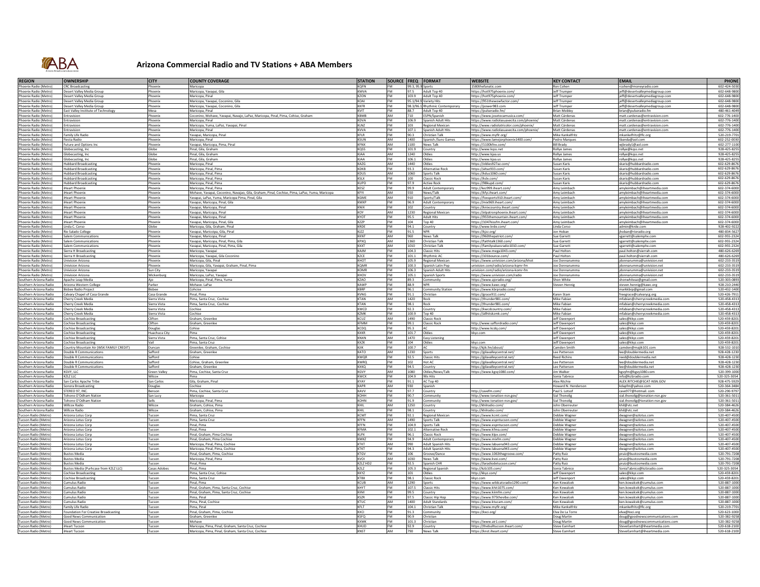# Arizona Commercial Radio and TV Stations + ABA Members

| REGION | OWNERSHIP | CITY | COUNTY COVERAGE | STATION | SOURCE | FREQ | FORMAT | WEBSITE | KEY CONTACT | EMAIL | PHONE |
|---|---|---|---|---|---|---|---|---|---|---|---|
| Phoenix Radio (Metro) | CRC Broadcasting | Phoenix | Maricopa | KQFN | FM | 99.3, 95.9 | Sports | 1580thefanatic.com | Ron Cohen | rcohen@moneyradio.com | 602-424-5030 |
| Phoenix Radio (Metro) | Desert Valley Media Group | Phoenix | Maricopa, Yavapai, Gila | KMVA | FM | 97.5 | Adult Top 40 | https://hot975phoenix.com/ | Jeff Trumper | jeff@desertvalleymediagroup.com | 602-648-9800 |
| Phoenix Radio (Metro) | Desert Valley Media Group | Phoenix | Maricopa, Pinal | KZON | FM | 103.9 | Adult Top 40 | https://hot975phoenix.com/ | Jeff Trumper | jeff@desertvalleymediagroup.com | 602-648-9800 |
| Phoenix Radio (Metro) | Desert Valley Media Group | Phoenix | Maricopa, Yavapai, Coconino, Gila | KOAI | FM | 95.1/94.9 | Variety Hits | https://951thewowfactor.com/ | Jeff Trumper | jeff@desertvalleymediagroup.com | 602-648-9800 |
| Phoenix Radio (Metro) | Desert Valley Media Group | Phoenix | Maricopa, Yavapai, Coconino, Gila | KKFR | FM | 98.3/96.1 | Rhythmic Contemporary | https://power983.com | Jeff Trumper | jeff@desertvalleymediagroup.com | 602-648-9800 |
| Phoenix Radio (Metro) | East Valley Institute of Technology | Mesa | Maricopa, Pinal | KVIT | FM | 88.7 | Adult Top 40 | https://pulseradio.fm/ | Brian Mobley | brian@pulseradio.fm | 480-461-4049 |
| Phoenix Radio (Metro) | Entravision | Phoenix | Coconino, Mohave, Yavapai, Navajo, LaPaz, Maricopa, Pinal, Pima, Cohise, Graham | KBMB | AM | 710 | ESPN/Spanish | https://www.josetocamusica.com/ | Matt Cárdenas | matt.cardenas@entravision.com | 602-776-1400 |
| Phoenix Radio (Metro) | Entravision | Phoenix | Maricopa, Pinal | KDVA | FM | 106.9 | Spanish Adult Hits | https://www.radiolasuavecita.com/phoenix/ | Matt Cárdenas | matt.cardenas@entravision.com | 602-776-1400 |
| Phoenix Radio (Metro) | Entravision | Phoenix | Maricopa, Yuma, LaPaz, Yavapai, Pinal | KLNZ | FM | 103 | Regional Mexican | http://www.radiolatincolor.com/phoenix/ | Matt Cárdenas | matt.cardenas@entravision.com | 602-776-1400 |
| Phoenix Radio (Metro) | Entravision | Phoenix | Maricopa, Pinal | KVVA | FM | 107.1 | Spanish Adult Hits | https://www.radiolasuavecita.com/phoenix/ | Matt Cárdenas | matt.cardenas@entravision.com | 602-776-1400 |
| Phoenix Radio (Metro) | Family Life Radio | Phoenix | Yavapai, Maricopa, Pinal | KFLR | FM | 90.3 | Christian Talk | https://www.myflr.org/ | Mike Kankelfritz | mkankelfritz@flc.org | 520-219-7701 |
| Phoenix Radio (Metro) | Fiesta Radio | Phoenix | Maricopa, Pinal | KSUN | AM | 1400 | Spanish /Suns Games | https://www.lamejorphoenix1400.com/ | Pedro Marques | tbanda@aol.com | 602-252-0030 |
| Phoenix Radio (Metro) | Future and Options Inc | Phoenix | Yavapai, Maricopa, Pima, Pinal | KFNX | AM | 1100 | News Talk | https://1100kfnx.com/ | Bill Brady | wjbrady1@aol.com | 602-277-1100 |
| Phoenix Radio (Metro) | Globecasting, Inc | Globe | Pinal, Gila, Graham | KQSS | FM | 101.9 | Country | http://www.kqss.net | Rollye James | rollye@kqss.net | 928-425-8255 |
| Phoenix Radio (Metro) | Globecasting, Inc | Globe | Pinal, Gila, Graham | KJAA | AM | 1240 | Oldies | http://www.kjaa.us | Rollye James | rollye@kqss.net | 928-425-8255 |
| Phoenix Radio (Metro) | Globecasting, Inc | Globe | Pinal, Gila, Graham | KJAA | FM | 106.1 | Oldies | http://www.kjaa.us | Rollye James | rollye@kqss.net | 928-425-8255 |
| Phoenix Radio (Metro) | Hubbard Broadcasting | Phoenix | Maricopa, Pinal | KAZG | AM | 1440 | Oldies | https://oldies927az.com/ | Susan Karis | skaris@hubbardradio.com | 602-629-8676 |
| Phoenix Radio (Metro) | Hubbard Broadcasting | Phoenix | Maricopa, Pinal, Pima | KDKB | FM | 93.3 | Alternative Rock | https://altaz933.com/ | Susan Karis | skaris@hubbardradio.com | 602-629-8676 |
| Phoenix Radio (Metro) | Hubbard Broadcasting | Phoenix | Maricopa, Pinal, Pima | KDUS | AM | 1060 | Sports Talk | https://kdus1060.com/ | Susan Karis | skaris@hubbardradio.com | 602-629-8676 |
| Phoenix Radio (Metro) | Hubbard Broadcasting | Phoenix | Maricopa, Pinal, Pima | KSLX | FM | 100 | Classic Rock | https://kslx.com/ | Susan Karis | skaris@hubbardradio.com | 602-629-8676 |
| Phoenix Radio (Metro) | Hubbard Broadcasting | Phoenix | Maricopa, Pinal, Pima | KUPD | FM | 97.9 | Active Rock | https://98kupd.com/ | Susan Karis | skaris@hubbardradio.com | 602-629-8676 |
| Phoenix Radio (Metro) | iHeart Phoenix | Phoenix | Maricopa, Pinal, Pima | KESZ | FM | 99.9 | Adult Contemporary | http://kez999.iheart.com/ | Amy Leimbach | amyleimbach@iheartmedia.com | 602-374-6000 |
| Phoenix Radio (Metro) | iHeart Phoenix | Phoenix | Mohave, Yavapai, Coconino, Navajo, Gila, Graham, Pinal, Cochise, Pima, LaPaz, Yuma, Maricopa | KFYI | AM | 550 | News/Talk | https://kfyi.iheart.com/ | Amy Leimbach | amyleimbach@iheartmedia.com | 602-374-6000 |
| Phoenix Radio (Metro) | iHeart Phoenix | Phoenix | Yavapai, LaPaz, Yuma, Maricopa Pima, Pinal, Gila | KGME | AM | 910 | Sports/Talk | https://foxsports910.iheart.com/ | Amy Leimbach | amyleimbach@iheartmedia.com | 602-374-6000 |
| Phoenix Radio (Metro) | iHeart Phoenix | Phoenix | Yavapai, Maricopa, Pinal, Gila | KMXP | FM | 96.9 | Adult Contemporary | https://mix969.iheart.com/ | Amy Leimbach | amyleimbach@iheartmedia.com | 602-374-6000 |
| Phoenix Radio (Metro) | iHeart Phoenix | Phoenix | Yavapai, Maricopa, Pinal | KNIX | FM | 102 | Country | https://knixcountry.iheart.com/ | Amy Leimbach | amyleimbach@iheartmedia.com | 602-374-6000 |
| Phoenix Radio (Metro) | iHeart Phoenix | Phoenix | Yavapai, Maricopa, Pinal | KOY | AM | 1230 | Regional Mexican | https://elpatronphoenix.iheart.com/ | Amy Leimbach | amyleimbach@iheartmedia.com | 602-374-6000 |
| Phoenix Radio (Metro) | iHeart Phoenix | Phoenix | Yavapai, Maricopa, Pinal | KYOT | FM | 95.5 | Adult Hits | https://955themountain.iheart.com/ | Amy Leimbach | amyleimbach@iheartmedia.com | 602-374-6000 |
| Phoenix Radio (Metro) | iHeart Phoenix | Phoenix | Yavapai, Maricopa, Pinal, Gila | KZZP | FM | 104 | Top 40 | https://1047kissfm.iheart.com/ | Amy Leimbach | amyleimbach@iheartmedia.com | 602-374-6000 |
| Phoenix Radio (Metro) | Linda C. Corso | Globe | Maricopa, Gila, Graham, Pinal | KRDE | FM | 94.1 | Country | http://www.krde.com/ | Linda Corso | admin@krde.com | 928-402-9222 |
| Phoenix Radio (Metro) | Rio Salado College | Phoenix | Yavapai, Maricopa, Gila, Pinal | KJZZ | FM | 91.5 | NPR | https://kjzz.org/ | Jon Hoban | jhoban@rioradio.org | 480-834-5627 |
| Phoenix Radio (Metro) | Salem Communications | Phoenix | Yavapai, Maricopa, Pinal | KKNT | AM | 960 | News Talk | https://960thepatriot.com/ | Sue Garrett | sgarrett@salemphx.com | 602-955-2324 |
| Phoenix Radio (Metro) | Salem Communications | Phoenix | Yavapai, Maricopa, Pinal, Pima, Gila | KPXQ | AM | 1360 | Christian Talk | https://faithtalk1360.com/ | Sue Garrett | sgarrett@salemphx.com | 602-955-2324 |
| Phoenix Radio (Metro) | Salem Communications | Phoenix | Yavapai, Maricopa, Pinal, Pima, Gila | KXXT | AM | 1010 | Christian Talk | https://familyvaluesradio1010.com/ | Sue Garrett | sgarrett@salemphx.com | 602-955-2324 |
| Phoenix Radio (Metro) | Sierra H Broadcasting | Phoenix | Maricopa, Yavapai | KAJM | FM | 104.3 | Classic Hits | https://www.mega1043.com/ | Paul Holton | paul.holton@sierrah.com | 480-626-6269 |
| Phoenix Radio (Metro) | Sierra H Broadcasting | Phoenix | Maricopa, Yavapai, Gila Coconino | KZCE | FM | 101.1 | Rhythmic AC | https://101bounce.com/ | Paul Holton | paul.holton@sierrah.com | 480-626-6269 |
| Phoenix Radio (Metro) | Univision Arizona | Phoenix | Maricopa, Gila, Pinal | KHOT | FM | 105.9 | Regional Mexican | https://www.univision.com/arizona/khot | Joe Donnarumma | jdonnarumma@univision.net | 602-233-3519 |
| Phoenix Radio (Metro) | Univision Arizona | Phoenix | Maricopa, Gila, Yavapai, Graham, Pinal, Pima | KQMR | FM | 100.3 | Spanish Latin Pop | univision.com/radio/arizona-kqmr-fm | Joe Donnarumma | jdonnarumma@univision.net | 602-233-3519 |
| Phoenix Radio (Metro) | Univision Arizona | Sun City | Maricopa, Yavapai | KOMR | FM | 106.3 | Spanish Adult Hits | univision.com/radio/arizona-komr-fm | Joe Donnarumma | jdonnarumma@univision.net | 602-233-3519 |
| Phoenix Radio (Metro) | Univision Arizona | Wickenburg | Maricopa, LaPaz, Yavapai | KHOV | FM | 105.1 | Spanish Sports | https://www.univision.com/radio | Joe Donnarumma | jdonnarumma@univision.net | 602-233-3519 |
| Southern Arizona Radio | Apache Leap Media | Ajo | Maricopa, Pinal, Pima, Yuma | KZAO | FM | 89.3 | Community | https://www.ajoradio.org/ | Shon White | shonwhiteaz@gmail.com | 520-303-0893 |
| Southern Arizona Radio | Arizona Western College | Parker | Mohave. LaPaz | KAWP | FM | 88.9 | NPR | https://www.kawc.org/ | Steven Hennig | steven.hennig@kawc.org | 928-210-2440 |
| Southern Arizona Radio | Bisbee Radio Project | Bisbee | Cohcise | KBRP | FM | 96.1 | Community Station | https://www.kbrpradio.com/ | | markkbrp@gmail.com | 520-432-1400 |
| Southern Arizona Radio | Calvary Chapel of Casa Grande | Casa Grande | Pinal, Pima | KVNG | FM | 91.1 | Christian | https://grace911.com/ | Karen Stam | freegrace@calvarycg.org | 520-426-7911 |
| Southern Arizona Radio | Cherry Creek Media | Sierra Vista | Pima, Santa Cruz, Cochise | KTAN | AM | 1420 | Rock | https://thunder981.com/ | Mike Fabian | mfabian@cherrycreekmedia.com | 520-458-4313 |
| Southern Arizona Radio | Cherry Creek Media | Sierra Vista | Pima, Santa Cruz, Cochise | KTAN | FM | 98.1 | Rock | https://thunder981.com/ | Mike Fabian | mfabian@cherrycreekmedia.com | 520-458-4313 |
| Southern Arizona Radio | Cherry Creek Media | Sierra Vista | Cochise | KWCD | FM | 92.3 | Country | https://kwcdcountry.com/ | Mike Fabian | mfabian@cherrycreekmedia.com | 520-458-4313 |
| Southern Arizona Radio | Cherry Creek Media | Sierra Vista | Cochise | KZMK | FM | 100.9 | Top 40 | https://allhitskzmk.com/ | Mike Fabian | mfabian@cherrycreekmedia.com | 520-458-4313 |
| Southern Arizona Radio | Cochise Broadcasting | Clifton | Graham, Greenlee | KCUZ | AM | 1490 | Classic Rock | | Jeff Davenport | sales@kkyz.com | 520-459-8201 |
| Southern Arizona Radio | Cochise Broadcasting | Clifton | Graham, Greenlee | KFMM | FM | 99.1 | Classic Rock | http://www.saffordradio.com/ | Jeff Davenport | sales@kkyz.com | 520-459-8201 |
| Southern Arizona Radio | Cochise Broadcasting | Douglas | Cohise | KCDQ | FM | 95.3 | AC | http://www.kcdq.com/ | Jeff Davenport | sales@kkyz.com | 520-459-8201 |
| Southern Arizona Radio | Cochise Broadcasting | Huachuca City | Pima | KXKR | FM | 101.7 | Oldies | kkyz.com | Jeff Davenport | sales@kkyz.com | 520-459-8201 |
| Southern Arizona Radio | Cochise Broadcasting | Sierra Vista | Pima, Santa Cruz, Cohise | KNXN | AM | 1470 | Easy Listening | | Jeff Davenport | sales@kkyz.com | 520-459-8201 |
| Southern Arizona Radio | Cochise Broadcasting | Vail | Pima, Santa Cruz | KXZK | FM | 104 | Oldies | kkyz.com | Jeff Davenport | sales@kkyz.com | 520-459-8201 |
| Southern Arizona Radio | Country Mountain Air (WSK FAMILY CREDIT) | Duncan | Greenlee, Graham, Cochise | KJIK | FM | 100.7 | AC | http://kjik.fm/about/ | Camden Smith | camden@majik101.com | 928-532-1010 |
| Southern Arizona Radio | Double R Communications | Safford | Graham, Greenlee | KATO | AM | 1230 | Sports | https://gilavalleycentral.net/ | Lee Patterson | lee@doublermedia.net | 928-428-1230 |
| Southern Arizona Radio | Double R Communications | Safford | Cohise | KWQR | FM | 92.5 | Classic Hits | https://gilavalleycentral.net/ | Reed Richins | reed@doublermedia.net | 928-428-1230 |
| Southern Arizona Radio | Double R Communications | Safford | Cohise, Graham, Greenlee | KWRQ | FM | 102 | Hot AC | https://gilavalleycentral.net/ | Lee Patterson | lee@doublermedia.net | 928-428-1230 |
| Southern Arizona Radio | Double R Communications | Safford | Graham, Greenlee | KXKQ | FM | 94.5 | Country | https://gilavalleycentral.net/ | Lee Patterson | lee@doublermedia.net | 928-428-1230 |
| Southern Arizona Radio | KGVY, LLC | Green Valley | Pima, Cochise, Santa Cruz | KGVY | AM | 1080 | Oldies/News/Talk | https://www.kgvy1080.com/ | Jim Walker | kgvyfm@kgvy1080.com | 520-399-1000 |
| Southern Arizona Radio | KZLZ LLC | Wilcox | Pima | KWCX | FM | 104.9 | 90s Hits | | Sonia Tabnico | info@kzlzradio.com | 520-325-3054 |
| Southern Arizona Radio | San Carlos Apache Tribe | San Carlos | Gila, Graham, Pinal | KYAY | FM | 91.1 | AC Top 40 | | Alex Ritchie | ALEX.RITCHIE@SCAT-NSN.GOV | 928-475-5929 |
| Southern Arizona Radio | Sonora Broadcasting | Douglas | Cochise | KAPR | AM | 930 | Spanish | | Howard N. Henderson | kdapfm@yahoo.com | 520-364-3484 |
| Southern Arizona Radio | STEREO 97, INC. | Benson | Pima, Cochise, Santa Cruz | KAVV | FM | 97.7 | Country | http://cavefm.com/ | Paul S. Lotsof | cave977@hotmail.com | 520-290-9797 |
| Southern Arizona Radio | Tohono O'Odham Nation | San Lucy | Maricopa | KOHH | FM | 90.7 | Community | http://www.tonation-nsn.gov/ | Sial Thonolig | sial.thonolig@tonation-nsn.gov | 520-361-5011 |
| Southern Arizona Radio | Tohono O'Odham Nation | Sells | Maricopa, Pinal, Pima | KOHN | FM | 91.9 | Community | http://www.tonation-nsn.gov/ | Sial Thonolig | sial.thonolig@tonation-nsn.gov | 520-361-5011 |
| Southern Arizona Radio | Willcox Radio | Wilcox | Graham, Cohise, Pima | KHIL | AM | 1250 | Country | http://khilradio.com/ | John Oberreuter | khil@vtc.net | 520-384-4626 |
| Southern Arizona Radio | Willcox Radio | Wilcox | Graham, Cohise, Pima | KHIL | FM | 98.1 | Country | http://khilradio.com/ | John Oberreuter | khil@vtc.net | 520-384-4626 |
| Tucson Radio (Metro) | Arizona Lotus Corp | Tucson | Pima, Santa Cruz | KCMT | FM | 92.1 | Regional Mexican | https://www.kcmt.com/ | Debbie Wagner | dwagner@azlotus.com | 520-407-4500 |
| Tucson Radio (Metro) | Arizona Lotus Corp | Tucson | Pima, Santa Cruz | KFFN | AM | 1490 | Sports Talk | https://www.espntucson.com/ | Debbie Wagner | dwagner@azlotus.com | 520-407-4500 |
| Tucson Radio (Metro) | Arizona Lotus Corp | Tucson | Pinal, Pima | KFFN | FM | 104.9 | Sports Talk | https://www.espntucson.com/ | Debbie Wagner | dwagner@azlotus.com | 520-407-4500 |
| Tucson Radio (Metro) | Arizona Lotus Corp | Tucson | Pinal, Pima | KFMA | FM | 102.1 | Alternative Rock | https://www.kfma.com/ | Debbie Wagner | dwagner@azlotus.com | 520-407-4500 |
| Tucson Radio (Metro) | Arizona Lotus Corp | Tucson | Pinal, Graham, Pima Cochise | KLPX | FM | 96.1 | Classic Rock | https://www.klpx.com/ | Debbie Wagner | dwagner@azlotus.com | 520-407-4500 |
| Tucson Radio (Metro) | Arizona Lotus Corp | Tucson | Pinal, Graham, Pima Cochise | KMXZ | FM | 94.9 | Adult Contemporary | https://www.mixfm.com/ | Debbie Wagner | dwagner@azlotus.com | 520-407-4500 |
| Tucson Radio (Metro) | Arizona Lotus Corp | Tucson | Maricopa, Pinal, Pima, Cochise | KTKT | AM | 990 | Adult Spanish Hits | https://www.labuena943.com/ | Debbie Wagner | dwagner@azlotus.com | 520-407-4500 |
| Tucson Radio (Metro) | Arizona Lotus Corp | Tucson | Maricopa, Pinal, Pima, Cochise | KTKT | FM | 94.3 | Adult Spanish Hits | https://www.labuena943.com/ | Debbie Wagner | dwagner@azlotus.com | 520-407-4500 |
| Tucson Radio (Metro) | Bustos Media | Tucson | Pinal, Graham, Pima, Cochise | KTGV | FM | 106 | Groove/Dance | https://www.1063thegroove.com/ | Patty Ruiz | pruiz@bustosmedia.com | 520-791-7208 |
| Tucson Radio (Metro) | Bustos Media | Tucson | Maricopa, Pinal, Pima | KVOI | AM | 1030 | News Talk | https://www.kvoi.com/ | Patty Ruiz | pruiz@bustosmedia.com | 520-791-7208 |
| Tucson Radio (Metro) | Bustos Media | Tucson | Pinal, Pima | KZLZ HD2 | FM | 92.5 | Spanish CHR | https://laradiodetucson.com/ | Patty Ruiz | pruiz@bustosmedia.com | 520-791-7208 |
| Tucson Radio (Metro) | Bustos Media (Purhcase from KZLZ LLC) | Casas Adobes | Pinal, Pima | KZLZ | FM | 105.3 | Regional Spanish | http://kzlz105.com/ | Sonia Tabnico | SoniaTabnico@kzlzradio.com | 520-325-3054 |
| Tucson Radio (Metro) | Cochise Broadcasting | Tucson | Pima, Santa Cruz, Cohise | KKYZ | FM | 101 | Oldies | http://kkyz.com/ | Jeff Davenport | sales@kkyz.com | 520-459-8201 |
| Tucson Radio (Metro) | Cochise Broadcasting | Tucson | Pima, Santa Cruz | KTBX | FM | 98.1 | Classic Rock | kkyz.com | Jeff Davenport | sales@kkyz.com | 520-459-8201 |
| Tucson Radio (Metro) | Cumulus Radio | Tucson | Pinal, Pima | KCUB | AM | 1290 | Sports | https://www.wildcatsradio1290.com/ | Ken Kowalcek | ken.kowalcek@cumulus.com | 520-887-1000 |
| Tucson Radio (Metro) | Cumulus Radio | Tucson | Pinal, Graham, Pima, Santa Cruz, Cochise | KHYT | FM | 107.5 | Classic Hits | https://www.khit1075.com/ | Ken Kowalcek | ken.kowalcek@cumulus.com | 520-887-1000 |
| Tucson Radio (Metro) | Cumulus Radio | Tucson | Pinal, Graham, Pima, Santa Cruz, Cochise | KIIM | FM | 99.5 | Country | https://www.kiimfm.com/ | Ken Kowalcek | ken.kowalcek@cumulus.com | 520-887-1000 |
| Tucson Radio (Metro) | Cumulus Radio | Tucson | Pima, Pinal | KSZR | FM | 97.5 | Classic Hip Hop | https://www.975thevibe.com/ | Ken Kowalcek | ken.kowalcek@cumulus.com | 520-887-1000 |
| Tucson Radio (Metro) | Cumulus Radio | Tucson | Pima, Pinal, Cochise | KTUC | AM | 1400 | Adult Standards | https://www.ktucam.com/ | Ken Kowalcek | ken.kowalcek@cumulus.com | 520-887-1000 |
| Tucson Radio (Metro) | Family Life Radio | Tucson | Pima, Pinal | KFLT | FM | 104.1 | Christian Talk | https://www.myflr.org/ | Mike Kankelfritz | mkankelfritz@flc.org | 520-219-7701 |
| Tucson Radio (Metro) | Foundation For Creative Broadcasting | Tucson | Pinal, Graham, Pima, Cochise | KXCI | FM | 91.3 | Community | https://kxci.org/ | Elva De La Torre | elva@kxci.org | 520-623-1000 |
| Tucson Radio (Metro) | Good News Communication | Tucson | Graham, Greenlee | KSFQ | FM | 90.9 | Christian | | Doug Martin | doug@goodnewscommunications.com | 520-382-9258 |
| Tucson Radio (Metro) | Good News Communication | Tucson | Mohave | KKMK | FM | 101.3 | Christian | https://www.air1.com/ | Doug Martin | doug@goodnewscommunications.com | 520-382-9258 |
| Tucson Radio (Metro) | iHeart Tucson | Tucson | Maricopa, Pima, Pinal, Graham, Santa Cruz, Cochise | KHUD | FM | 92.9 | Country | https://thebulltucson.iheart.com/ | Steve Earnhart | SteveEarnhart@iheartmedia.com | 520-618-2100 |
| Tucson Radio (Metro) | iHeart Tucson | Tucson | Maricopa, Pima, Pinal, Graham, Santa Cruz, Cochise | KNST | AM | 790 | News Talk | https://knst.iheart.com/ | Steve Earnhart | SteveEarnhart@iheartmedia.com | 520-618-2100 |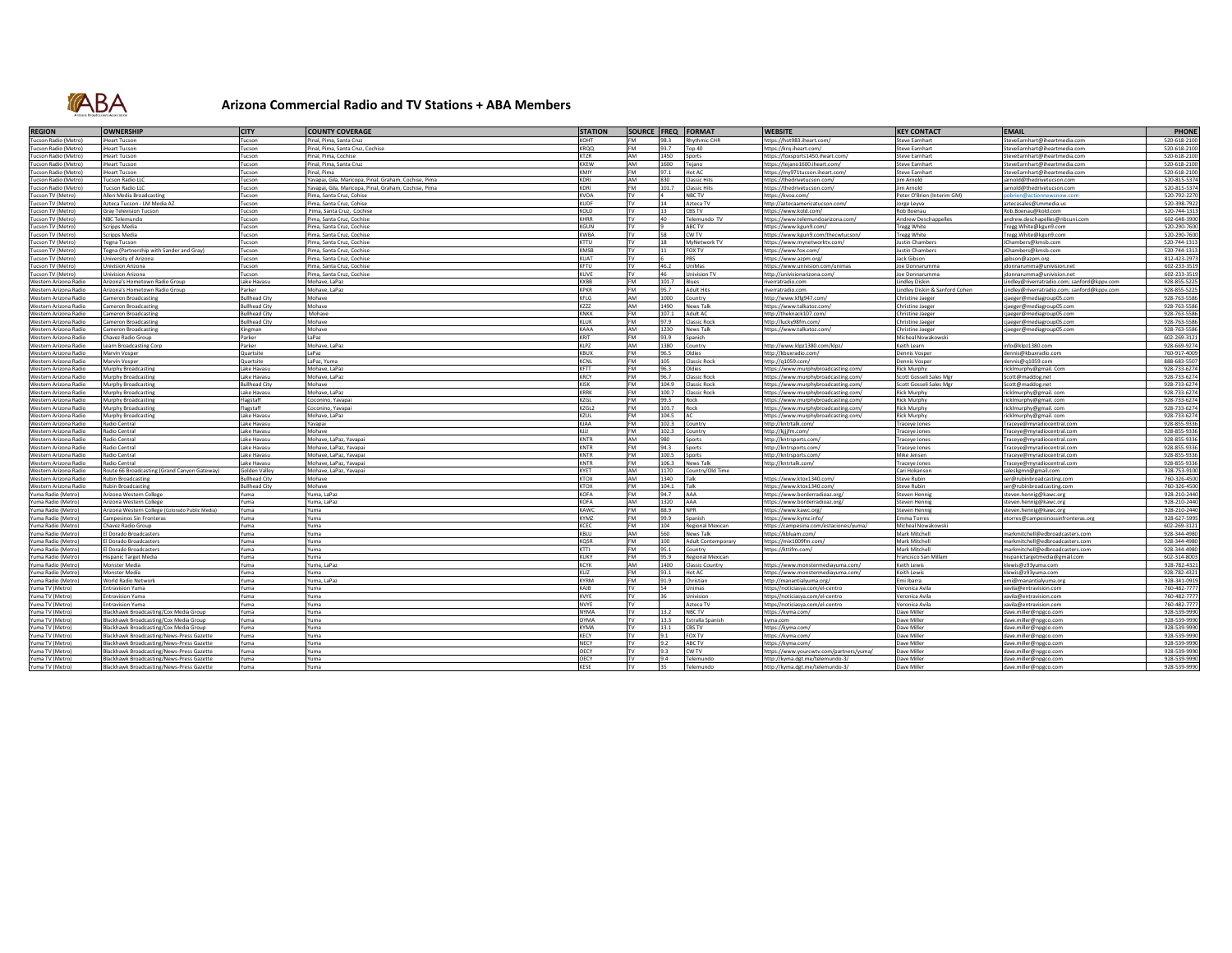# Arizona Commercial Radio and TV Stations + ABA Members

| REGION | OWNERSHIP | CITY | COUNTY COVERAGE | STATION | SOURCE | FREQ | FORMAT | WEBSITE | KEY CONTACT | EMAIL | PHONE |
|---|---|---|---|---|---|---|---|---|---|---|---|
| Tucson Radio (Metro) | iHeart Tucson | Tucson | Pinal, Pima, Santa Cruz | KOHT | FM | 98.3 | Rhythmic CHR | https://hot983.iheart.com/ | Steve Earnhart | SteveEarnhart@iheartmedia.com | 520-618-2100 |
| Tucson Radio (Metro) | iHeart Tucson | Tucson | Pinal, Pima, Santa Cruz, Cochise | KRQQ | FM | 93.7 | Top 40 | https://krq.iheart.com/ | Steve Earnhart | SteveEarnhart@iheartmedia.com | 520-618-2100 |
| Tucson Radio (Metro) | iHeart Tucson | Tucson | Pinal, Pima, Cochise | KTZR | AM | 1450 | Sports | https://foxsports1450.iheart.com/ | Steve Earnhart | SteveEarnhart@iheartmedia.com | 520-618-2100 |
| Tucson Radio (Metro) | iHeart Tucson | Tucson | Pinal, Pima, Santa Cruz | KXEW | AM | 1600 | Tejano | https://tejano1600.iheart.com/ | Steve Earnhart | SteveEarnhart@iheartmedia.com | 520-618-2100 |
| Tucson Radio (Metro) | iHeart Tucson | Tucson | Pinal, Pima | KMIY | FM | 97.1 | Hot AC | https://my971tucson.iheart.com/ | Steve Earnhart | SteveEarnhart@iheartmedia.com | 520-618-2100 |
| Tucson Radio (Metro) | Tucson Radio LLC | Tucson | Yavapai, Gila, Maricopa, Pinal, Graham, Cochise, Pima | KDRI | AM | 830 | Classic Hits | https://thedrivetucson.com/ | Jim Arnold | jarnold@thedrivetucson.com | 520-815-5374 |
| Tucson Radio (Metro) | Tucson Radio LLC | Tucson | Yavapai, Gila, Maricopa, Pinal, Graham, Cochise, Pima | KDRI | FM | 101.7 | Classic Hits | https://thedrivetucson.com/ | Jim Arnold | jarnold@thedrivetucson.com | 520-815-5374 |
| Tucson TV (Metro) | Allen Media Broadcasting | Tucson | Pima, Santa Cruz, Cohise | KVOA | TV | 4 | NBC TV | https://kvoa.com/ | Peter O'Brien (Interim GM) | pobrien@actionnewsnow.com | 520-792-2270 |
| Tucson TV (Metro) | Azteca Tucson - LM Media AZ | Tucson | Pima, Santa Cruz, Cohise | KUDF | TV | 14 | Azteca TV | http://aztecaamericatucson.com/ | Jorge Leyva | aztecasales@Lmmedia.us | 520-398-7922 |
| Tucson TV (Metro) | Gray Television Tucson | Tucson | Pima, Santa Cruz, Cochise | KOLD | TV | 13 | CBS TV | https://www.kold.com/ | Rob Boenau | Rob.Boenau@kold.com | 520-744-1313 |
| Tucson TV (Metro) | NBC Telemundo | Tucson | Pima, Santa Cruz, Cochise | KHRR | TV | 40 | Telemundo TV | https://www.telemundoarizona.com/ | Andrew Deschappelles | andrew.deschapelles@nbcuni.com | 602-648-3900 |
| Tucson TV (Metro) | Scripps Media | Tucson | Pima, Santa Cruz, Cochise | KGUN | TV | 9 | ABC TV | https://www.kgun9.com/ | Tregg White | Tregg.White@kgun9.com | 520-290-7600 |
| Tucson TV (Metro) | Scripps Media | Tucson | Pima, Santa Cruz, Cochise | KWBA | TV | 58 | CW TV | https://www.kgun9.com/thecwtucson/ | Tregg White | Tregg.White@kgun9.com | 520-290-7600 |
| Tucson TV (Metro) | Tegna Tucson | Tucson | Pima, Santa Cruz, Cochise | KTTU | TV | 18 | MyNetwork TV | https://www.mynetworktv.com/ | Justin Chambers | JChambers@kmsb.com | 520-744-1313 |
| Tucson TV (Metro) | Tegna (Partnership with Sander and Gray) | Tucson | Pima, Santa Cruz, Cochise | KMSB | TV | 11 | FOX TV | https://www.fox.com/ | Justin Chambers | JChambers@kmsb.com | 520-744-1313 |
| Tucson TV (Metro) | University of Arizona | Tucson | Pima, Santa Cruz, Cochise | KUAT | TV | 6 | PBS | https://www.azpm.org/ | Jack Gibson | jgibson@azpm.org | 812-423-2973 |
| Tucson TV (Metro) | Univision Arizona | Tucson | Pima, Santa Cruz, Cochise | KFTU | TV | 46.2 | UniMas | https://www.univision.com/unimas | Joe Donnarumma | jdonnarumma@univision.net | 602-233-3519 |
| Tucson TV (Metro) | Univision Arizona | Tucson | Pima, Santa Cruz, Cochise | KUVE | TV | 46 | Univision TV | http://univisionarizona.com/ | Joe Donnarumma | jdonnarumma@univision.net | 602-233-3519 |
| Western Arizona Radio | Arizona's Hometown Radio Group | Lake Havasu | Mohave, LaPaz | KXBB | FM | 101.7 | Blues | riverratradio.com | Lindley Diskin | Lindley@riverratradio.com; sanford@kppv.com | 928-855-5225 |
| Western Arizona Radio | Arizona's Hometown Radio Group | Parker | Mohave, LaPaz | KPKR | FM | 95.7 | Adult Hits | riverratradio.com | Lindley Diskin & Sanford Cohen | Lindley@riverratradio.com; sanford@kppv.com | 928-855-5225 |
| Western Arizona Radio | Cameron Broadcasting | Bullhead City | Mohave | KFLG | AM | 1000 | Country | http://www.kflg947.com/ | Christine Jaeger | cjaeger@mediagroup05.com | 928-763-5586 |
| Western Arizona Radio | Cameron Broadcasting | Bullhead City | Mohave | KZZZ | AM | 1490 | News Talk | https://www.talkatoz.com/ | Christine Jaeger | cjaeger@mediagroup05.com | 928-763-5586 |
| Western Arizona Radio | Cameron Broadcasting | Bullhead City | Mohave | KNKK | FM | 107.1 | Adult AC | http://theknack107.com/ | Christine Jaeger | cjaeger@mediagroup05.com | 928-763-5586 |
| Western Arizona Radio | Cameron Broadcasting | Bullhead City | Mohave | KLUK | FM | 97.9 | Classic Rock | http://lucky98fm.com/ | Christine Jaeger | cjaeger@mediagroup05.com | 928-763-5586 |
| Western Arizona Radio | Cameron Broadcasting | Kingman | Mohave | KAAA | AM | 1230 | News Talk | https://www.talkatoz.com/ | Christine Jaeger | cjaeger@mediagroup05.com | 928-763-5586 |
| Western Arizona Radio | Chavez Radio Group | Parker | LaPaz | KRIT | FM | 93.9 | Spanish | | Micheal Nowakowski | | 602-269-3121 |
| Western Arizona Radio | Learn Broadcasting Corp | Parker | Mohave, LaPaz | KLPZ | AM | 1380 | Country | http://www.klpz1380.com/klpz/ | Keith Learn | info@klpz1380.com | 928-669-9274 |
| Western Arizona Radio | Marvin Vosper | Quartsite | LaPaz | KBUX | FM | 96.5 | Oldies | http://kbuxradio.com/ | Dennis Vosper | dennis@kbuxradio.com | 760-917-4009 |
| Western Arizona Radio | Marvin Vosper | Quartsite | LaPaz, Yuma | KCNL | FM | 105 | Classic Rock | http://q1059.com/ | Dennis Vosper | dennis@q1059.com | 888-683-5507 |
| Western Arizona Radio | Murphy Broadcasting | Lake Havasu | Mohave, LaPaz | KFTT | FM | 96.3 | Oldies | https://www.murphybroadcasting.com/ | Rick Murphy | rickImurphy@gmail. Com | 928-733-6274 |
| Western Arizona Radio | Murphy Broadcasting | Lake Havasu | Mohave, LaPaz | KRCY | FM | 96.7 | Classic Rock | https://www.murphybroadcasting.com/ | Scott Gosseli Sales Mgr | Scott@maddog.net | 928-733-6274 |
| Western Arizona Radio | Murphy Broadcasting | Bullhead City | Mohave | KISK | FM | 104.9 | Classic Rock | https://www.murphybroadcasting.com/ | Scott Gosseli Sales Mgr | Scott@maddog.net | 928-733-6274 |
| Western Arizona Radio | Murphy Broadcasting | Lake Havasu | Mohave, LaPaz | KRRK | FM | 100.7 | Classic Rock | https://www.murphybroadcasting.com/ | Rick Murphy | rickImurphy@gmail. com | 928-733-6274 |
| Western Arizona Radio | Murphy Broadcasting | Flagstaff | Coconino, Yavapai | KZGL | FM | 99.3 | Rock | https://www.murphybroadcasting.com/ | Rick Murphy | rickImurphy@gmail. com | 928-733-6274 |
| Western Arizona Radio | Murphy Broadcasting | Flagstaff | Coconino, Yavapai | KZGL2 | FM | 103.7 | Rock | https://www.murphybroadcasting.com/ | Rick Murphy | rickImurphy@gmail. com | 928-733-6274 |
| Western Arizona Radio | Murphy Broadcasting | Lake Havasu | Mohave, LaPaz | KZUL | FM | 104.5 | AC | https://www.murphybroadcasting.com/ | Rick Murphy | rickImurphy@gmail. com | 928-733-6274 |
| Western Arizona Radio | Radio Central | Lake Havasu | Yavapai | KJAA | FM | 102.3 | Country | http://kntrtalk.com/ | Traceye Jones | Traceye@myradiocentral.com | 928-855-9336 |
| Western Arizona Radio | Radio Central | Lake Havasu | Mohave | KJJJ | FM | 102.3 | Country | http://kjjjfm.com/ | Traceye Jones | Traceye@myradiocentral.com | 928-855-9336 |
| Western Arizona Radio | Radio Central | Lake Havasu | Mohave, LaPaz, Yavapai | KNTR | AM | 980 | Sports | http://kntrsports.com/ | Traceye Jones | Traceye@myradiocentral.com | 928-855-9336 |
| Western Arizona Radio | Radio Central | Lake Havasu | Mohave, LaPaz, Yavapai | KNTR | FM | 94.3 | Sports | http://kntrsports.com/ | Traceye Jones | Traceye@myradiocentral.com | 928-855-9336 |
| Western Arizona Radio | Radio Central | Lake Havasu | Mohave, LaPaz, Yavapai | KNTR | FM | 100.5 | Sports | http://kntrsports.com/ | Mike Jensen | Traceye@myradiocentral.com | 928-855-9336 |
| Western Arizona Radio | Radio Central | Lake Havasu | Mohave, LaPaz, Yavapai | KNTR | FM | 106.3 | News Talk | http://kntrtalk.com/ | Traceye Jones | Traceye@myradiocentral.com | 928-855-9336 |
| Western Arizona Radio | Route 66 Broadcasting (Grand Canyon Gateway) | Golden Valley | Mohave, LaPaz, Yavapai | KYET | AM | 1170 | Country/Old Time | | Cari Hokanson | saleskgmn@gmail.com | 928-753-9100 |
| Western Arizona Radio | Rubin Broadcasting | Bullhead City | Mohave | KTOX | AM | 1340 | Talk | https://www.ktox1340.com/ | Steve Rubin | ser@rubinbroadcasting.com | 760-326-4500 |
| Western Arizona Radio | Rubin Broadcasting | Bullhead City | Mohave | KTOX | FM | 104.1 | Talk | https://www.ktox1340.com/ | Steve Rubin | ser@rubinbroadcasting.com | 760-326-4500 |
| Yuma Radio (Metro) | Arizona Western College | Yuma | Yuma, LaPaz | KOFA | FM | 94.7 | AAA | https://www.borderradioaz.org/ | Steven Hennig | steven.hennig@kawc.org | 928-210-2440 |
| Yuma Radio (Metro) | Arizona Western College | Yuma | Yuma, LaPaz | KOFA | AM | 1320 | AAA | https://www.borderradioaz.org/ | Steven Hennig | steven.hennig@kawc.org | 928-210-2440 |
| Yuma Radio (Metro) | Arizona Western College (Colorado Public Media) | Yuma | Yuma | KAWC | FM | 88.9 | NPR | https://www.kawc.org/ | Steven Hennig | steven.hennig@kawc.org | 928-210-2440 |
| Yuma Radio (Metro) | Campesinos Sin Fronteras | Yuma | Yuma | KYMZ | FM | 99.9 | Spanish | https://www.kymz.info/ | Emma Torres | etorres@campesinossinfronteras.org | 928-627-5995 |
| Yuma Radio (Metro) | Chavez Radio Group | Yuma | Yuma | KCEC | FM | 104 | Regional Mexican | https://campesina.com/estaciones/yuma/ | Micheal Nowakowski | | 602-269-3121 |
| Yuma Radio (Metro) | El Dorado Broadcasters | Yuma | Yuma | KBLU | AM | 560 | News Talk | https://kbluam.com/ | Mark Mitchell | markmitchell@edbroadcasters.com | 928-344-4980 |
| Yuma Radio (Metro) | El Dorado Broadcasters | Yuma | Yuma | KQSR | FM | 100 | Adult Contemporary | https://mix1009fm.com/ | Mark Mitchell | markmitchell@edbroadcasters.com | 928-344-4980 |
| Yuma Radio (Metro) | El Dorado Broadcasters | Yuma | Yuma | KTTI | FM | 95.1 | Country | https://kttifm.com/ | Mark Mitchell | markmitchell@edbroadcasters.com | 928-344-4980 |
| Yuma Radio (Metro) | Hispanic Target Media | Yuma | Yuma | KUKY | FM | 95.9 | Regional Mexican | | Francisco San Millam | hispanictargetmedia@gmail.com | 602-314-8003 |
| Yuma Radio (Metro) | Monster Media | Yuma | Yuma, LaPaz | KCYK | AM | 1400 | Classic Country | https://www.monstermediayuma.com/ | Keith Lewis | klewis@z93yuma.com | 928-782-4321 |
| Yuma Radio (Metro) | Monster Media | Yuma | Yuma | KLJZ | FM | 93.1 | Hot AC | https://www.monstermediayuma.com/ | Keith Lewis | klewis@z93yuma.com | 928-782-4321 |
| Yuma Radio (Metro) | World Radio Network | Yuma | Yuma, LaPaz | KYRM | FM | 91.9 | Christian | http://manantialyuma.org/ | Emi Ibarra | emi@manantialyuma.org | 928-341-0919 |
| Yuma TV (Metro) | Entravision Yuma | Yuma | Yuma | KAJB | TV | 54 | Unimas | https//noticiasya.com/el-centro | Veronica Avila | vavila@entravision.com | 760-482-7777 |
| Yuma TV (Metro) | Entravision Yuma | Yuma | Yuma | KVYE | TV | 36 | Univision | https//noticiasya.com/el-centro | Veronica Avila | vavila@entravision.com | 760-482-7777 |
| Yuma TV (Metro) | Entravision Yuma | Yuma | Yuma | NVYE | TV | | Azteca TV | https//noticiasya.com/el-centro | Veronica Avila | vavila@entravision.com | 760-482-7777 |
| Yuma TV (Metro) | Blackhawk Broadcasting/Cox Media Group | Yuma | Yuma | NYMA | TV | 13.2 | NBC TV | https://kyma.com/ | Dave Miller | dave.miller@npgco.com | 928-539-9990 |
| Yuma TV (Metro) | Blackhawk Broadcasting/Cox Media Group | Yuma | Yuma | OYMA | TV | 13.3 | Estrella Spanish | kyma.com | Dave Miller | dave.miller@npgco.com | 928-539-9990 |
| Yuma TV (Metro) | Blackhawk Broadcasting/Cox Media Group | Yuma | Yuma | KYMA | TV | 13.1 | CBS TV | https://kyma.com/ | Dave Miller | dave.miller@npgco.com | 928-539-9990 |
| Yuma TV (Metro) | Blackhawk Broadcasting/News-Press Gazette | Yuma | Yuma | KECY | TV | 9.1 | FOX TV | https://kyma.com/ | Dave Miller | dave.miller@npgco.com | 928-539-9990 |
| Yuma TV (Metro) | Blackhawk Broadcasting/News-Press Gazette | Yuma | Yuma | NECY | TV | 9.2 | ABC TV | https://kyma.com/ | Dave Miller | dave.miller@npgco.com | 928-539-9990 |
| Yuma TV (Metro) | Blackhawk Broadcasting/News-Press Gazette | Yuma | Yuma | OECY | TV | 9.3 | CW TV | https://www.yourcwtv.com/partners/yuma/ | Dave Miller | dave.miller@npgco.com | 928-539-9990 |
| Yuma TV (Metro) | Blackhawk Broadcasting/News-Press Gazette | Yuma | Yuma | OECY | TV | 9.4 | Telemundo | http://kyma.dgt.me/telemundo-3/ | Dave Miller | dave.miller@npgco.com | 928-539-9990 |
| Yuma TV (Metro) | Blackhawk Broadcasting/News-Press Gazette | Yuma | Yuma | KESE | TV | 35 | Telemundo | http://kyma.dgt.me/telemundo-3/ | Dave Miller | dave.miller@npgco.com | 928-539-9990 |